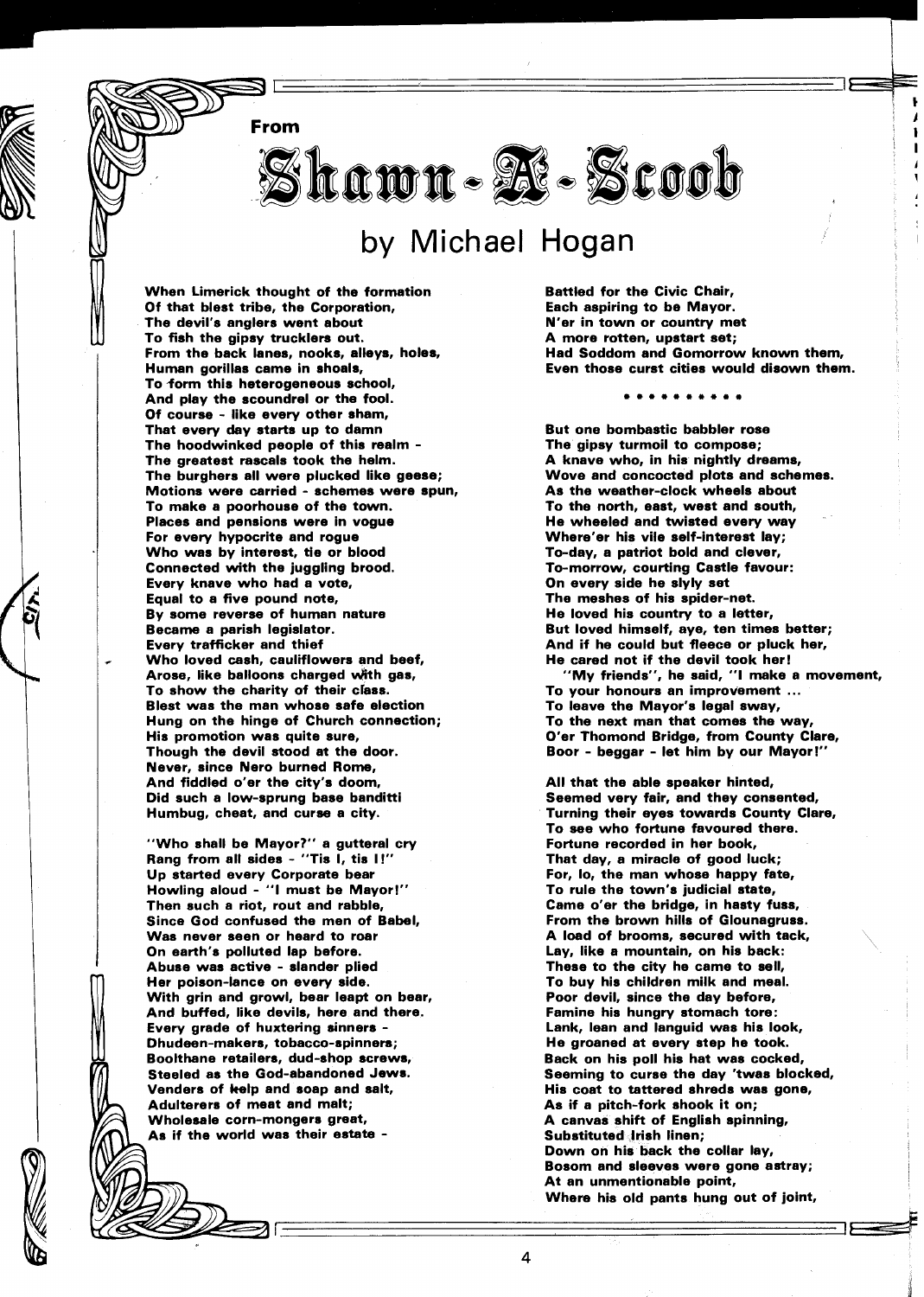From

# Shawn-A-Scoob

## by Michael Hogan

When Limerick thought of the formation
Of that blest tribe, the Corporation,
The devil's anglers went about
To fish the gipsy trucklers out.
From the back lanes, nooks, alleys, holes,
Human gorillas came in shoals,
To form this heterogeneous school,
And play the scoundrel or the fool.
Of course - like every other sham,
That every day starts up to damn
The hoodwinked people of this realm -
The greatest rascals took the helm.
The burghers all were plucked like geese;
Motions were carried - schemes were spun,
To make a poorhouse of the town.
Places and pensions were in vogue
For every hypocrite and rogue
Who was by interest, tie or blood
Connected with the juggling brood.
Every knave who had a vote,
Equal to a five pound note,
By some reverse of human nature
Became a parish legislator.
Every trafficker and thief
Who loved cash, cauliflowers and beef,
Arose, like balloons charged with gas,
To show the charity of their class.
Blest was the man whose safe election
Hung on the hinge of Church connection;
His promotion was quite sure,
Though the devil stood at the door.
Never, since Nero burned Rome,
And fiddled o'er the city's doom,
Did such a low-sprung base banditti
Humbug, cheat, and curse a city.

"Who shall be Mayor?" a gutteral cry
Rang from all sides - "Tis I, tis I!"
Up started every Corporate bear
Howling aloud - "I must be Mayor!"
Then such a riot, rout and rabble,
Since God confused the men of Babel,
Was never seen or heard to roar
On earth's polluted lap before.
Abuse was active - slander plied
Her poison-lance on every side.
With grin and growl, bear leapt on bear,
And buffed, like devils, here and there.
Every grade of huxtering sinners -
Dhudeen-makers, tobacco-spinners;
Boolthane retailers, dud-shop screws,
Steeled as the God-abandoned Jews.
Venders of kelp and soap and salt,
Adulterers of meat and malt;
Wholesale corn-mongers great,
As if the world was their estate -
Battled for the Civic Chair,
Each aspiring to be Mayor.
N'er in town or country met
A more rotten, upstart set;
Had Soddom and Gomorrow known them,
Even those curst cities would disown them.

\* \* \* \* \* \* \* \* \* \*

But one bombastic babbler rose
The gipsy turmoil to compose;
A knave who, in his nightly dreams,
Wove and concocted plots and schemes.
As the weather-clock wheels about
To the north, east, west and south,
He wheeled and twisted every way
Where'er his vile self-interest lay;
To-day, a patriot bold and clever,
To-morrow, courting Castle favour:
On every side he slyly set
The meshes of his spider-net.
He loved his country to a letter,
But loved himself, aye, ten times better;
And if he could but fleece or pluck her,
He cared not if the devil took her!
"My friends", he said, "I make a movement,
To your honours an improvement ...
To leave the Mayor's legal sway,
To the next man that comes the way,
O'er Thomond Bridge, from County Clare,
Boor - beggar - let him by our Mayor!"

All that the able speaker hinted,
Seemed very fair, and they consented,
Turning their eyes towards County Clare,
To see who fortune favoured there.
Fortune recorded in her book,
That day, a miracle of good luck;
For, lo, the man whose happy fate,
To rule the town's judicial state,
Came o'er the bridge, in hasty fuss,
From the brown hills of Glounagruss.
A load of brooms, secured with tack,
Lay, like a mountain, on his back:
These to the city he came to sell,
To buy his children milk and meal.
Poor devil, since the day before,
Famine his hungry stomach tore:
Lank, lean and languid was his look,
He groaned at every step he took.
Back on his poll his hat was cocked,
Seeming to curse the day 'twas blocked,
His coat to tattered shreds was gone,
As if a pitch-fork shook it on;
A canvas shift of English spinning,
Substituted Irish linen;
Down on his back the collar lay,
Bosom and sleeves were gone astray;
At an unmentionable point,
Where his old pants hung out of joint,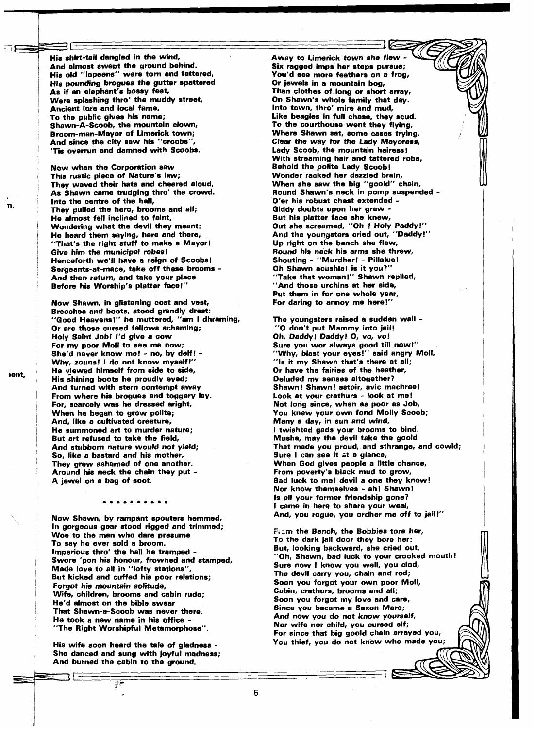His shirt-tail dangled in the wind,
And almost swept the ground behind.
His old "lopeens" were torn and tattered,
His *pounding brogues* the gutter spattered
As if an elephant's bossy feet,
Were splashing thro' the muddy street,
Ancient lore and local fame,
To the public gives his name;
Shawn-A-Scoob, the mountain clown,
Broom-man-Mayor of Limerick town;
And since the city saw his "croobs",
'Tis overrun and damned with Scoobs.

Now when the Corporation saw
This rustic piece of Nature's law;
They waved their hats and cheered aloud,
As Shawn came trudging thro' the crowd.
Into the centre of the hall,
They pulled the hero, brooms and all;
He almost fell inclined to faint,
Wondering what the devil they meant:
He heard them saying, here and there,
"That's the right stuff to make a Mayor!
Give him the *municipal robes*!
Henceforth we'll have a reign of Scoobs!
Sergeants-at-mace, take off these brooms -
And then return, and take your place
Before his Worship's platter face!"

Now Shawn, in glistening coat and vest,
Breeches and boots, stood grandly drest:
"Good Heavens!" he muttered, "am I dhraming,
Or are those cursed fellows schaming;
Holy Saint Job! I'd give a cow
For my poor Moll to see me now;
She'd never know me! - no, by delf! -
Why, zouns! I do not know myself!"
He viewed himself from side to side,
His shining boots he proudly eyed;
And turned with stern contempt away
From where his brogues and toggery lay.
For, scarcely was he dressed aright,
When he began to grow polite;
And, like a cultivated creature,
He summoned art to murder nature;
But art refused to take the field,
And *stubborn nature would not yield*;
So, like a bastard and his mother,
They grew ashamed of one another.
Around his neck the chain they put -
A jewel on a bag of soot.

\* \* \* \* \* \* \* \* \* \*

Now Shawn, by rampant spouters hemmed,
In gorgeous gear stood rigged and trimmed;
Woe to the man who dare presume
To say he ever sold a broom.
Imperious thro' the hall he tramped -
Swore 'pon his honour, frowned and stamped,
Made love to all in "lofty stations",
But kicked and cuffed his poor relations;
*Forgot his mountain solitude*,
Wife, children, brooms and cabin rude;
He'd almost on the bible swear
That Shawn-a-Scoob was never there.
He took a new name in his office -
"The Right Worshipful Metamorphose".

His wife soon heard the tale of gladness -
She danced and sung with joyful madness;
And burned the cabin to the ground.

Away to Limerick town she flew -
Six ragged imps her steps pursue;
You'd see more feathers on a frog,
Or jewels in a mountain bog,
Than clothes of long or short array,
On Shawn's whole family that day.
Into town, thro' mire and mud,
Like beagles in full chase, they scud.
To the courthouse went they flying,
Where Shawn sat, some cases trying.
*Clear the way for the Lady Mayoress*,
Lady Scoob, the mountain heiress!
With streaming hair and tattered robe,
Behold the polite Lady Scoob!
Wonder racked her dazzled brain,
When she saw the big "goold" chain,
Round Shawn's neck in pomp suspended -
O'er his robust chest extended -
Giddy doubts upon her grew -
But his platter face she knew,
Out she screamed, "Oh ! Holy Paddy!"
And the youngsters cried out, "Daddy!"
Up right on the bench she flew,
*Round his neck his arms she threw*,
Shouting - "Murdher! - Pillalue!
Oh Shawn acushla! is it you?"
"Take that woman!" Shawn replied,
"And those urchins at her side,
Put them in for one whole year,
For daring to annoy me here!"

The youngsters raised a sudden wail -
"O don't put Mammy into jail!
*Oh, Daddy! Daddy! O, vo, vo!*
Sure you wor always good till now!"
"Why, blast your eyes!" said angry Moll,
"Is it my Shawn that's there at all;
Or have the fairies of the heather,
Deluded my senses altogether?
Shawn! Shawn! astoir, avic machree!
Look at your crathurs - look at me!
Not long since, when as poor as Job,
You knew your own fond Molly Scoob;
Many a day, in sun and wind,
I twishted gads your brooms to bind.
Musha, may the devil take the goold
That made you proud, and sthrange, and cowld;
Sure I can see it at a glance,
When God gives people a little chance,
From poverty's black mud to grow,
Bad luck to me! devil a one they know!
Nor know themselves - ah! Shawn!
Is all your former friendship gone?
I came in here to share your weal,
And, you rogue, you ordher me off to jail!"

From the Bench, the Bobbies tore her,
To the dark jail door they bore her:
But, looking backward, she cried out,
"Oh, Shawn, bad luck to your crooked mouth!
Sure now I know you well, you clod,
The devil carry you, chain and rod;
Soon you forgot your own poor Moll,
Cabin, crathurs, brooms and all;
Soon you forgot my love and care,
Since you became a Saxon Mare;
*And now you do not know yourself,*
Nor wife nor child, you cursed elf;
For since that big goold chain arrayed you,
You thief, you do not know who made you;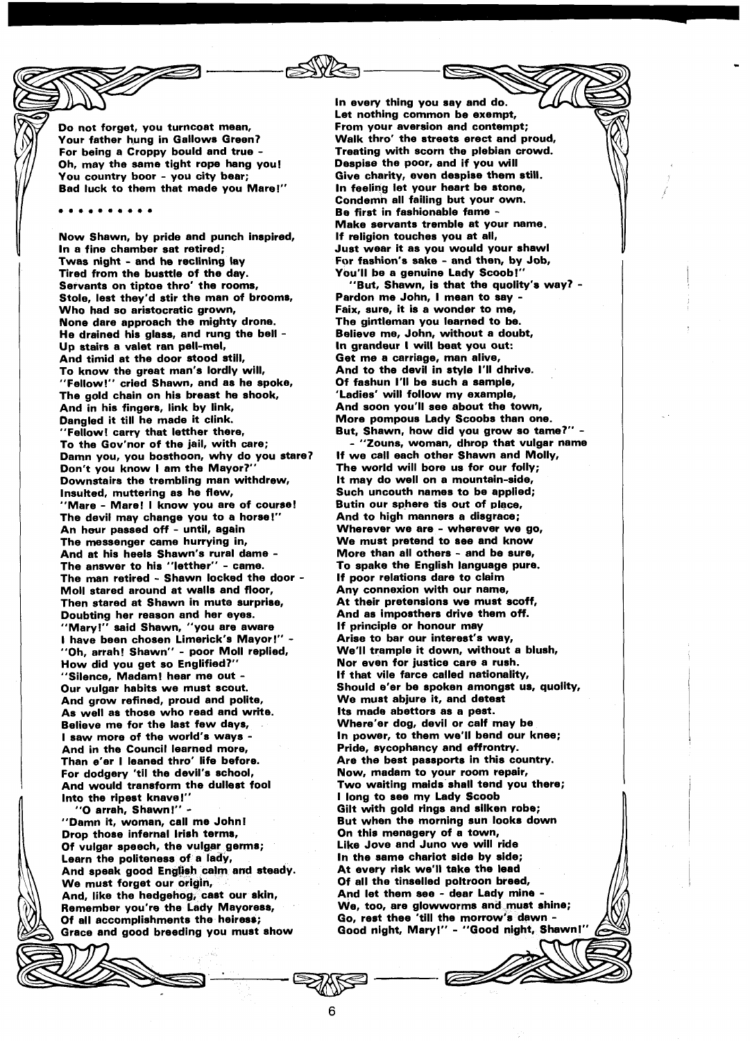Do not forget, you turncoat mean,
Your father hung in Gallows Green?
For being a Croppy bould and true -
Oh, may the same tight rope hang you!
You country boor - you city bear;
Bad luck to them that made you Mare!"

\* \* \* \* \* \* \* \* \* \*

Now Shawn, by pride and punch inspired,
In a fine chamber sat retired;
Twas night - and he reclining lay
Tired from the bustle of the day.
Servants on tiptoe thro' the rooms,
Stole, lest they'd stir the man of brooms,
Who had so aristocratic grown,
None dare approach the mighty drone.
He drained his glass, and rung the bell -
Up stairs a valet ran pell-mel,
And timid at the door stood still,
To know the great man's lordly will,
"Fellow!" cried Shawn, and as he spoke,
The gold chain on his breast he shook,
And in his fingers, link by link,
Dangled it till he made it clink.
"Fellow! carry that letther there,
To the Gov'nor of the jail, with care;
Damn you, you bosthoon, why do you stare?
Don't you know I am the Mayor?"
Downstairs the trembling man withdrew,
Insulted, muttering as he flew,
"Mare - Mare! I know you are of course!
The devil may change you to a horse!"
An hour passed off - until, again
The messenger came hurrying in,
And at his heels Shawn's rural dame -
The answer to his "letther" - came.
The man retired - Shawn locked the door -
Moll stared around at walls and floor,
Then stared at Shawn in mute surprise,
Doubting her reason and her eyes.
"Mary!" said Shawn, "you are aware
I have been chosen Limerick's Mayor!" -
"Oh, arrah! Shawn" - poor Moll replied,
How did you get so Englified?"
"Silence, Madam! hear me out -
Our vulgar habits we must scout.
And grow refined, proud and polite,
As well as those who read and write.
Believe me for the last few days,
I saw more of the world's ways -
And in the Council learned more,
Than e'er I leaned thro' life before.
For dodgery 'til the devil's school,
And would transform the dullest fool
Into the ripest knave!"
"O arrah, Shawn!" -
"Damn it, woman, call me John!
Drop those infernal Irish terms,
Of vulgar speech, the vulgar germs;
Learn the politeness of a lady,
And speak good English calm and steady.
We must forget our origin,
And, like the hedgehog, cast our skin,
Remember you're the Lady Mayoress,
Of all accomplishments the heiress;
Grace and good breeding you must show
In every thing you say and do.
Let nothing common be exempt,
From your aversion and contempt;
Walk thro' the streets erect and proud,
Treating with scorn the plebian crowd.
Despise the poor, and if you will
Give charity, even despise them still.
In feeling let your heart be stone,
Condemn all failing but your own.
Be first in fashionable fame -
Make servants tremble at your name.
If religion touches you at all,
Just wear it as you would your shawl
For fashion's sake - and then, by Job,
You'll be a genuine Lady Scoob!"
"But, Shawn, is that the quolity's way? -
Pardon me John, I mean to say -
Faix, sure, it is a wonder to me,
The gintleman you learned to be.
Believe me, John, without a doubt,
In grandeur I will beat you out:
Get me a carriage, man alive,
And to the devil in style I'll dhrive.
Of fashun I'll be such a sample,
'Ladies' will follow my example,
And soon you'll see about the town,
More pompous Lady Scoobs than one.
But, Shawn, how did you grow so tame?" -
- "Zouns, woman, dhrop that vulgar name
If we call each other Shawn and Molly,
The world will bore us for our folly;
It may do well on a mountain-side,
Such uncouth names to be applied;
Butin our sphere tis out of place,
And to high manners a disgrace;
Wherever we are - wherever we go,
We must pretend to see and know
More than all others - and be sure,
To spake the English language pure.
If poor relations dare to claim
Any connexion with our name,
At their pretensions we must scoff,
And as imposthers drive them off.
If principle or honour may
Arise to bar our interest's way,
We'll trample it down, without a blush,
Nor even for justice care a rush.
If that vile farce called nationality,
Should e'er be spoken amongst us, quolity,
We must abjure it, and detest
Its made abettors as a pest.
Where'er dog, devil or calf may be
In power, to them we'll bend our knee;
Pride, sycophancy and effrontry.
Are the best passports in this country.
Now, madam to your room repair,
Two waiting maids shall tend you there;
I long to see my Lady Scoob
Gilt with gold rings and silken robe;
But when the morning sun looks down
On this menagery of a town,
Like Jove and Juno we will ride
In the same chariot side by side;
At every risk we'll take the lead
Of all the tinselled poltroon breed,
And let them see - dear Lady mine -
We, too, are glowworms and must shine;
Go, rest thee 'till the morrow's dawn -
Good night, Mary!" - "Good night, Shawn!"